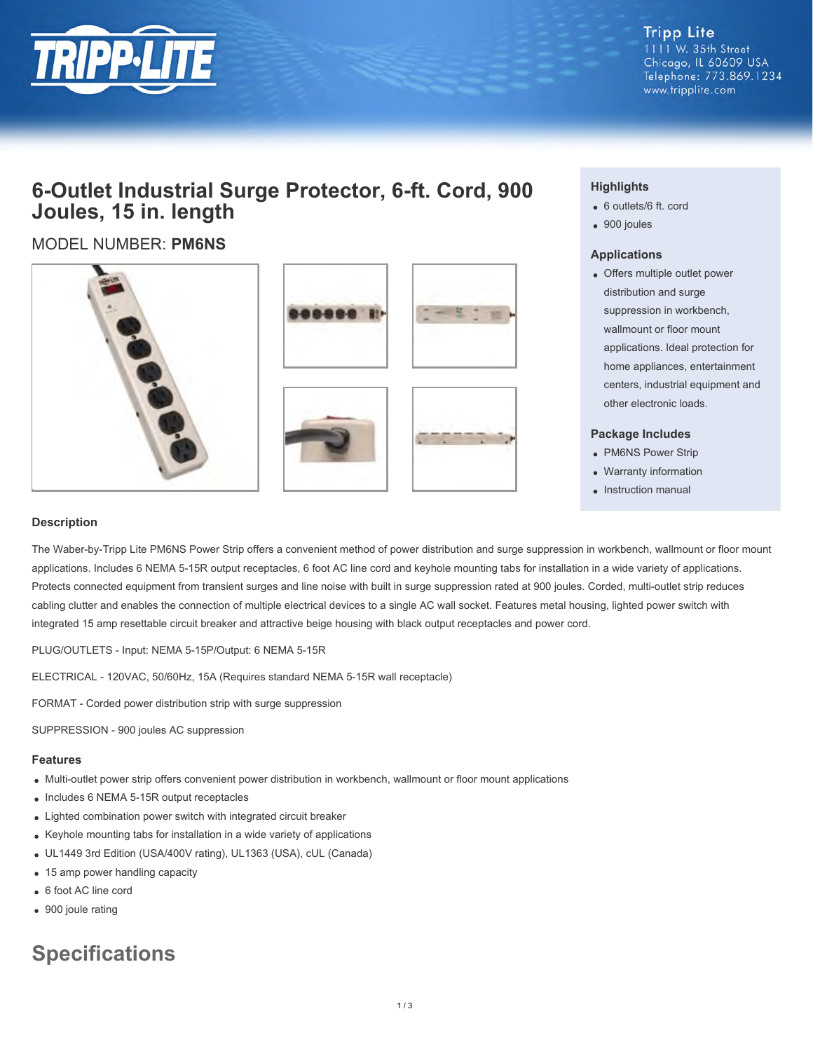Tripp Lite
1111 W. 35th Street
Chicago, IL 60609 USA
Telephone: 773.869.1234
www.tripplite.com

# 6-Outlet Industrial Surge Protector, 6-ft. Cord, 900 Joules, 15 in. length

MODEL NUMBER: **PM6NS**

### Highlights

- 6 outlets/6 ft. cord
- 900 joules

### Applications

- Offers multiple outlet power distribution and surge suppression in workbench, wallmount or floor mount applications. Ideal protection for home appliances, entertainment centers, industrial equipment and other electronic loads.

### Package Includes

- PM6NS Power Strip
- Warranty information
- Instruction manual

### Description

The Waber-by-Tripp Lite PM6NS Power Strip offers a convenient method of power distribution and surge suppression in workbench, wallmount or floor mount applications. Includes 6 NEMA 5-15R output receptacles, 6 foot AC line cord and keyhole mounting tabs for installation in a wide variety of applications. Protects connected equipment from transient surges and line noise with built in surge suppression rated at 900 joules. Corded, multi-outlet strip reduces cabling clutter and enables the connection of multiple electrical devices to a single AC wall socket. Features metal housing, lighted power switch with integrated 15 amp resettable circuit breaker and attractive beige housing with black output receptacles and power cord.

PLUG/OUTLETS - Input: NEMA 5-15P/Output: 6 NEMA 5-15R

ELECTRICAL - 120VAC, 50/60Hz, 15A (Requires standard NEMA 5-15R wall receptacle)

FORMAT - Corded power distribution strip with surge suppression

SUPPRESSION - 900 joules AC suppression

### Features

- Multi-outlet power strip offers convenient power distribution in workbench, wallmount or floor mount applications
- Includes 6 NEMA 5-15R output receptacles
- Lighted combination power switch with integrated circuit breaker
- Keyhole mounting tabs for installation in a wide variety of applications
- UL1449 3rd Edition (USA/400V rating), UL1363 (USA), cUL (Canada)
- 15 amp power handling capacity
- 6 foot AC line cord
- 900 joule rating

## Specifications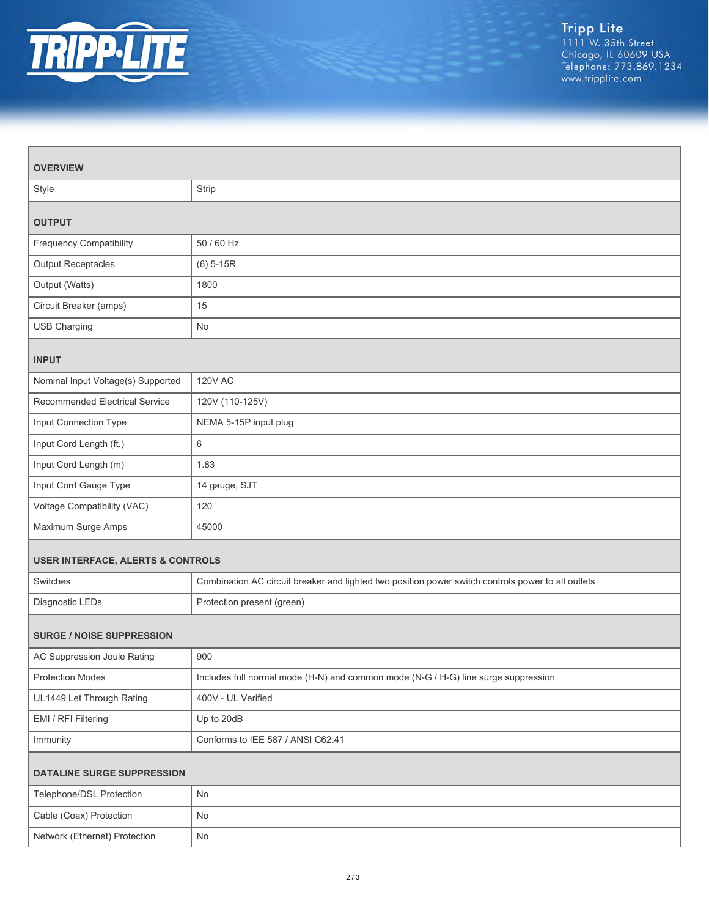## OVERVIEW

| | |
|---|---|
| Style | Strip |

## OUTPUT

| | |
|---|---|
| Frequency Compatibility | 50 / 60 Hz |
| Output Receptacles | (6) 5-15R |
| Output (Watts) | 1800 |
| Circuit Breaker (amps) | 15 |
| USB Charging | No |

## INPUT

| | |
|---|---|
| Nominal Input Voltage(s) Supported | 120V AC |
| Recommended Electrical Service | 120V (110-125V) |
| Input Connection Type | NEMA 5-15P input plug |
| Input Cord Length (ft.) | 6 |
| Input Cord Length (m) | 1.83 |
| Input Cord Gauge Type | 14 gauge, SJT |
| Voltage Compatibility (VAC) | 120 |
| Maximum Surge Amps | 45000 |

## USER INTERFACE, ALERTS & CONTROLS

| | |
|---|---|
| Switches | Combination AC circuit breaker and lighted two position power switch controls power to all outlets |
| Diagnostic LEDs | Protection present (green) |

## SURGE / NOISE SUPPRESSION

| | |
|---|---|
| AC Suppression Joule Rating | 900 |
| Protection Modes | Includes full normal mode (H-N) and common mode (N-G / H-G) line surge suppression |
| UL1449 Let Through Rating | 400V - UL Verified |
| EMI / RFI Filtering | Up to 20dB |
| Immunity | Conforms to IEE 587 / ANSI C62.41 |

## DATALINE SURGE SUPPRESSION

| | |
|---|---|
| Telephone/DSL Protection | No |
| Cable (Coax) Protection | No |
| Network (Ethernet) Protection | No |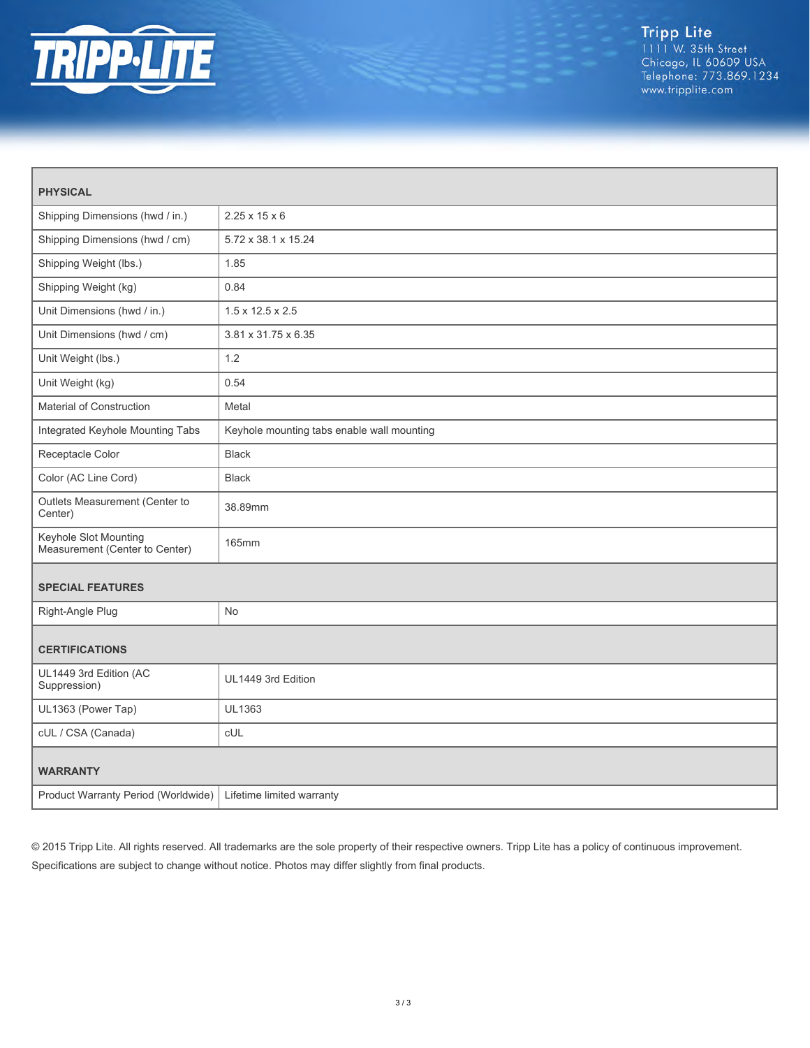| | |
|---|---|
| **PHYSICAL** | |
| Shipping Dimensions (hwd / in.) | 2.25 x 15 x 6 |
| Shipping Dimensions (hwd / cm) | 5.72 x 38.1 x 15.24 |
| Shipping Weight (lbs.) | 1.85 |
| Shipping Weight (kg) | 0.84 |
| Unit Dimensions (hwd / in.) | 1.5 x 12.5 x 2.5 |
| Unit Dimensions (hwd / cm) | 3.81 x 31.75 x 6.35 |
| Unit Weight (lbs.) | 1.2 |
| Unit Weight (kg) | 0.54 |
| Material of Construction | Metal |
| Integrated Keyhole Mounting Tabs | Keyhole mounting tabs enable wall mounting |
| Receptacle Color | Black |
| Color (AC Line Cord) | Black |
| Outlets Measurement (Center to Center) | 38.89mm |
| Keyhole Slot Mounting Measurement (Center to Center) | 165mm |
| **SPECIAL FEATURES** | |
| Right-Angle Plug | No |
| **CERTIFICATIONS** | |
| UL1449 3rd Edition (AC Suppression) | UL1449 3rd Edition |
| UL1363 (Power Tap) | UL1363 |
| cUL / CSA (Canada) | cUL |
| **WARRANTY** | |
| Product Warranty Period (Worldwide) | Lifetime limited warranty |

© 2015 Tripp Lite. All rights reserved. All trademarks are the sole property of their respective owners. Tripp Lite has a policy of continuous improvement. Specifications are subject to change without notice. Photos may differ slightly from final products.